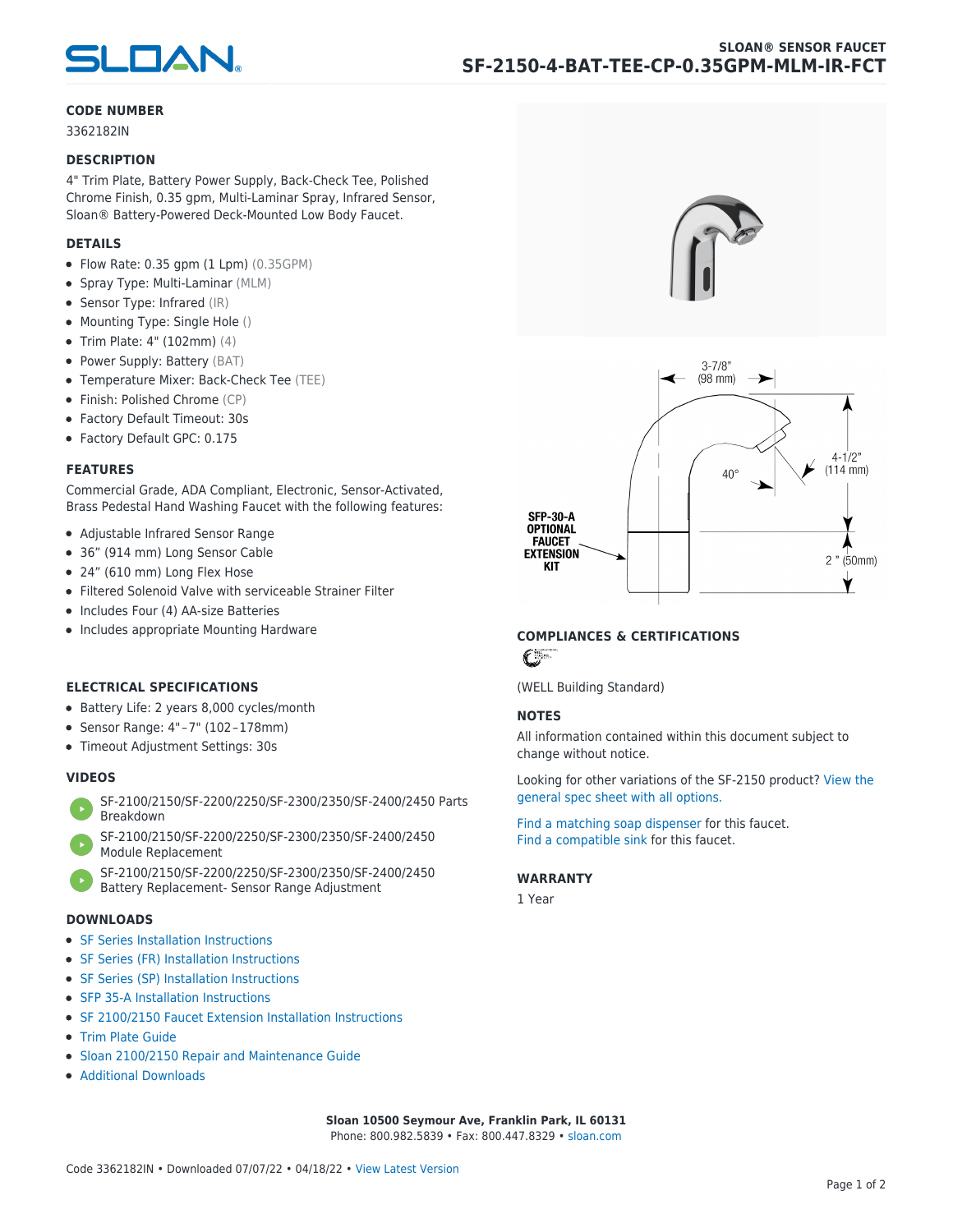SLOAN® SENSOR FAUCET

# SF-2150-4-BAT-TEE-CP-0.35GPM-MLM-IR-FCT

## CODE NUMBER

3362182IN

## DESCRIPTION

4" Trim Plate, Battery Power Supply, Back-Check Tee, Polished Chrome Finish, 0.35 gpm, Multi-Laminar Spray, Infrared Sensor, Sloan® Battery-Powered Deck-Mounted Low Body Faucet.

## DETAILS

- Flow Rate: 0.35 gpm (1 Lpm) (0.35GPM)
- Spray Type: Multi-Laminar (MLM)
- Sensor Type: Infrared (IR)
- Mounting Type: Single Hole ()
- Trim Plate: 4" (102mm) (4)
- Power Supply: Battery (BAT)
- Temperature Mixer: Back-Check Tee (TEE)
- Finish: Polished Chrome (CP)
- Factory Default Timeout: 30s
- Factory Default GPC: 0.175

## FEATURES

Commercial Grade, ADA Compliant, Electronic, Sensor-Activated, Brass Pedestal Hand Washing Faucet with the following features:

- Adjustable Infrared Sensor Range
- 36" (914 mm) Long Sensor Cable
- 24" (610 mm) Long Flex Hose
- Filtered Solenoid Valve with serviceable Strainer Filter
- Includes Four (4) AA-size Batteries
- Includes appropriate Mounting Hardware

## ELECTRICAL SPECIFICATIONS

- Battery Life: 2 years 8,000 cycles/month
- Sensor Range: 4"–7" (102–178mm)
- Timeout Adjustment Settings: 30s

## VIDEOS

- SF-2100/2150/SF-2200/2250/SF-2300/2350/SF-2400/2450 Parts Breakdown
- SF-2100/2150/SF-2200/2250/SF-2300/2350/SF-2400/2450 Module Replacement
- SF-2100/2150/SF-2200/2250/SF-2300/2350/SF-2400/2450 Battery Replacement- Sensor Range Adjustment

## DOWNLOADS

- SF Series Installation Instructions
- SF Series (FR) Installation Instructions
- SF Series (SP) Installation Instructions
- SFP 35-A Installation Instructions
- SF 2100/2150 Faucet Extension Installation Instructions
- Trim Plate Guide
- Sloan 2100/2150 Repair and Maintenance Guide
- Additional Downloads

3-7/8" (98 mm)

4-1/2" (114 mm)

40°

2 " (50mm)

SFP-30-A OPTIONAL FAUCET EXTENSION KIT

## COMPLIANCES & CERTIFICATIONS

(WELL Building Standard)

## NOTES

All information contained within this document subject to change without notice.

Looking for other variations of the SF-2150 product? View the general spec sheet with all options.

Find a matching soap dispenser for this faucet.
Find a compatible sink for this faucet.

## WARRANTY

1 Year

**Sloan 10500 Seymour Ave, Franklin Park, IL 60131**
Phone: 800.982.5839 • Fax: 800.447.8329 • sloan.com

Code 3362182IN • Downloaded 07/07/22 • 04/18/22 • View Latest Version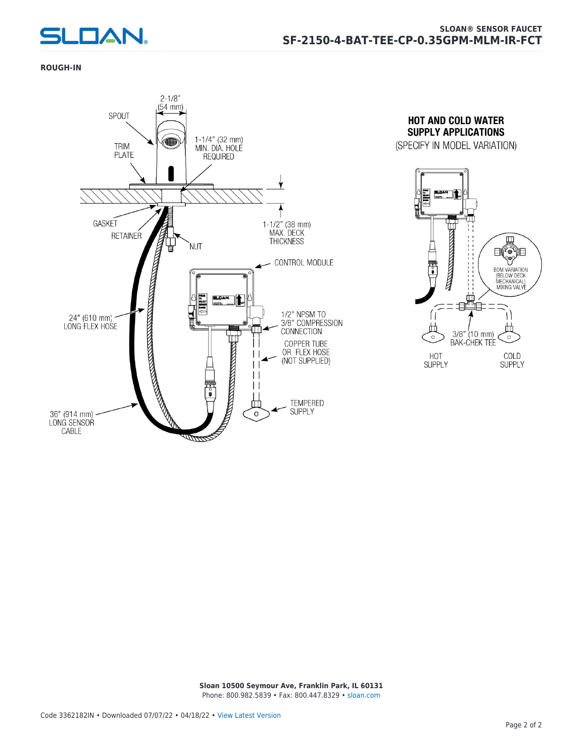## ROUGH-IN

2-1/8"
(54 mm)

SPOUT

1-1/4" (32 mm)
MIN. DIA. HOLE
REQUIRED

TRIM
PLATE

1-1/2" (38 mm)
MAX. DECK
THICKNESS

GASKET

RETAINER

NUT

CONTROL MODULE

24" (610 mm)
LONG FLEX HOSE

1/2" NPSM TO
3/8" COMPRESSION
CONNECTION

COPPER TUBE
OR FLEX HOSE
(NOT SUPPLIED)

TEMPERED
SUPPLY

36" (914 mm)
LONG SENSOR
CABLE

**HOT AND COLD WATER SUPPLY APPLICATIONS**
(SPECIFY IN MODEL VARIATION)

BDM VARIATION
(BELOW DECK
MECHANICAL)
MIXING VALVE

3/8" (10 mm)
BAK-CHEK TEE

HOT
SUPPLY

COLD
SUPPLY

**Sloan 10500 Seymour Ave, Franklin Park, IL 60131**
Phone: 800.982.5839 • Fax: 800.447.8329 • sloan.com

Code 3362182IN • Downloaded 07/07/22 • 04/18/22 • View Latest Version